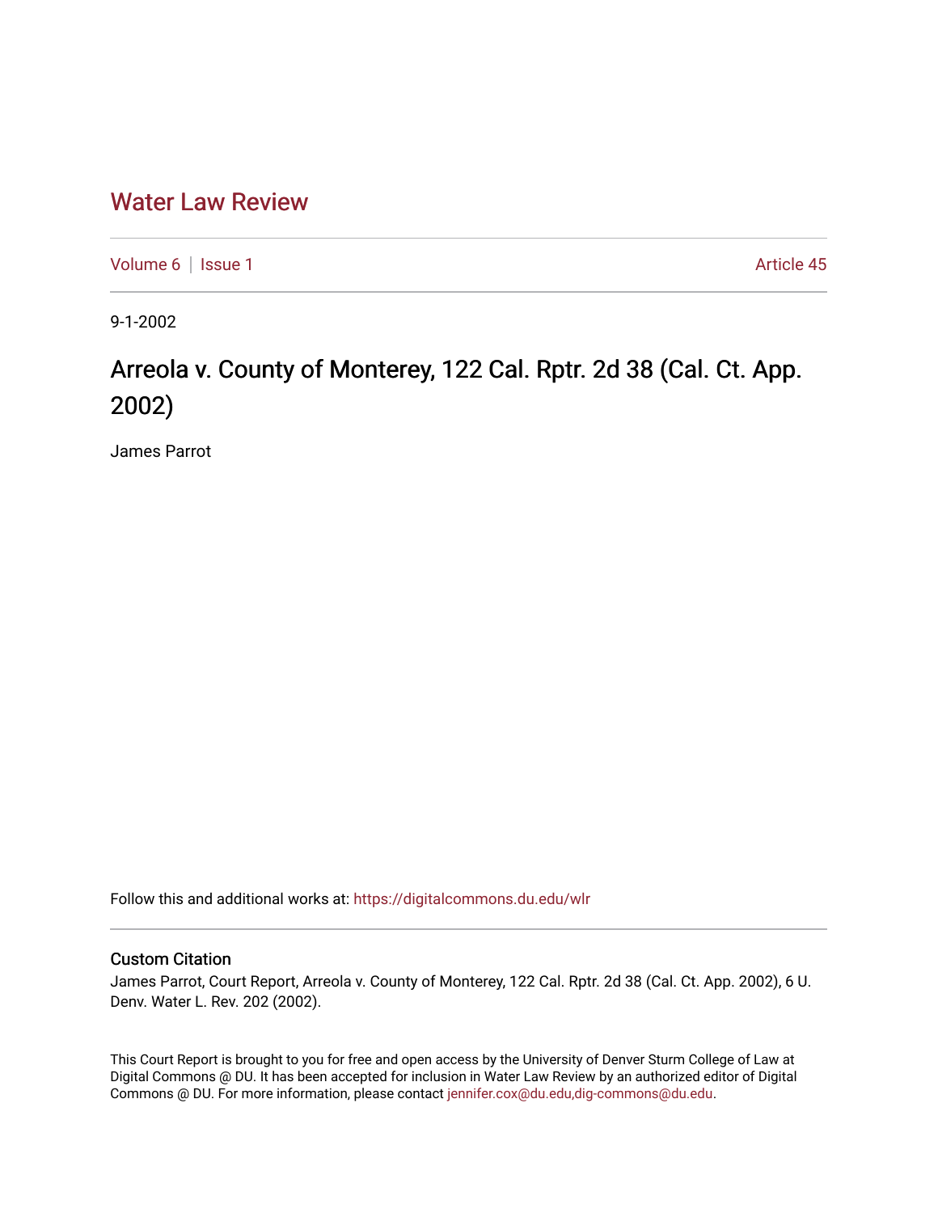# Water Law Review

Volume 6 | Issue 1 Article 45

9-1-2002

## Arreola v. County of Monterey, 122 Cal. Rptr. 2d 38 (Cal. Ct. App. 2002)

James Parrot

Follow this and additional works at: https://digitalcommons.du.edu/wlr

### Custom Citation

James Parrot, Court Report, Arreola v. County of Monterey, 122 Cal. Rptr. 2d 38 (Cal. Ct. App. 2002), 6 U. Denv. Water L. Rev. 202 (2002).

This Court Report is brought to you for free and open access by the University of Denver Sturm College of Law at Digital Commons @ DU. It has been accepted for inclusion in Water Law Review by an authorized editor of Digital Commons @ DU. For more information, please contact jennifer.cox@du.edu,dig-commons@du.edu.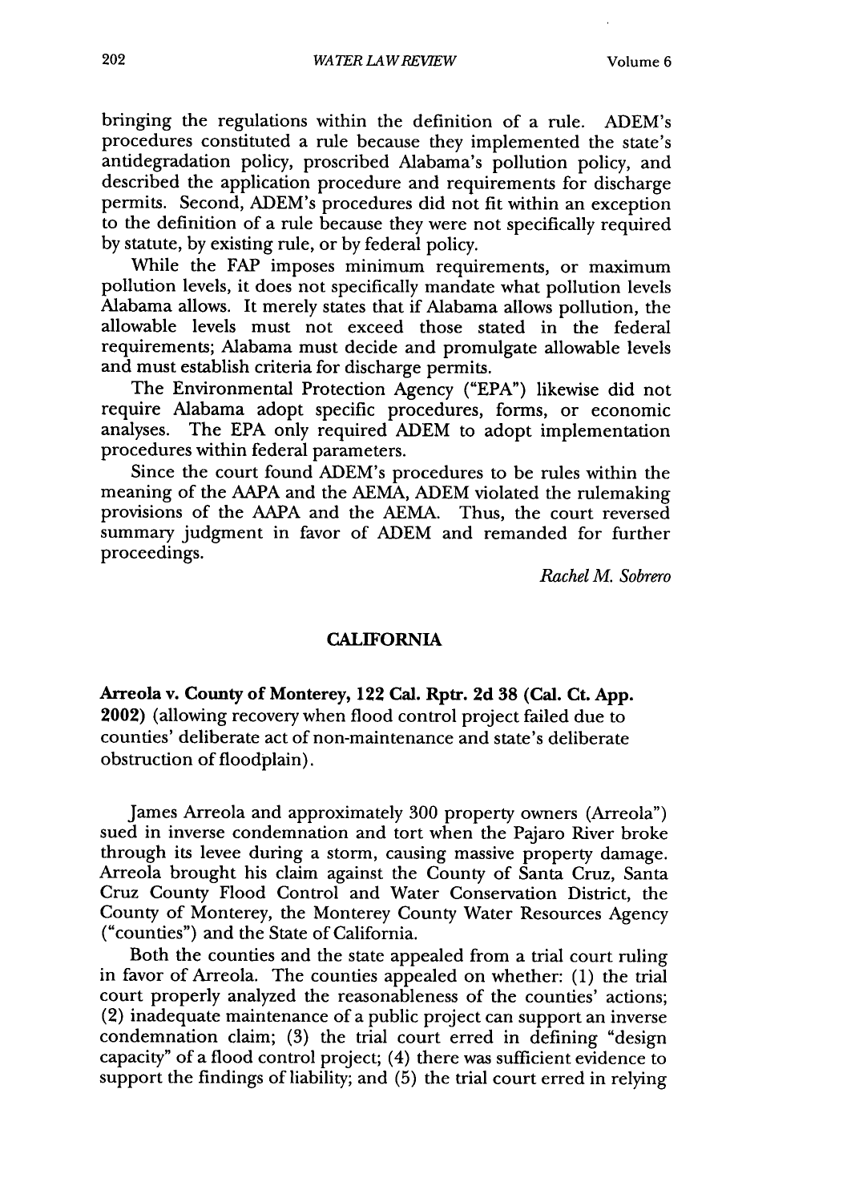bringing the regulations within the definition of a rule. ADEM's procedures constituted a rule because they implemented the state's antidegradation policy, proscribed Alabama's pollution policy, and described the application procedure and requirements for discharge permits. Second, ADEM's procedures did not fit within an exception to the definition of a rule because they were not specifically required by statute, by existing rule, or by federal policy.

While the FAP imposes minimum requirements, or maximum pollution levels, it does not specifically mandate what pollution levels Alabama allows. It merely states that if Alabama allows pollution, the allowable levels must not exceed those stated in the federal requirements; Alabama must decide and promulgate allowable levels and must establish criteria for discharge permits.

The Environmental Protection Agency ("EPA") likewise did not require Alabama adopt specific procedures, forms, or economic analyses. The EPA only required ADEM to adopt implementation procedures within federal parameters.

Since the court found ADEM's procedures to be rules within the meaning of the AAPA and the AEMA, ADEM violated the rulemaking provisions of the AAPA and the AEMA. Thus, the court reversed summary judgment in favor of ADEM and remanded for further proceedings.

*Rachel M. Sobrero*

## CALIFORNIA

**Arreola v. County of Monterey, 122 Cal. Rptr. 2d 38 (Cal. Ct. App. 2002)** (allowing recovery when flood control project failed due to counties' deliberate act of non-maintenance and state's deliberate obstruction of floodplain).

James Arreola and approximately 300 property owners (Arreola") sued in inverse condemnation and tort when the Pajaro River broke through its levee during a storm, causing massive property damage. Arreola brought his claim against the County of Santa Cruz, Santa Cruz County Flood Control and Water Conservation District, the County of Monterey, the Monterey County Water Resources Agency ("counties") and the State of California.

Both the counties and the state appealed from a trial court ruling in favor of Arreola. The counties appealed on whether: (1) the trial court properly analyzed the reasonableness of the counties' actions; (2) inadequate maintenance of a public project can support an inverse condemnation claim; (3) the trial court erred in defining "design capacity" of a flood control project; (4) there was sufficient evidence to support the findings of liability; and (5) the trial court erred in relying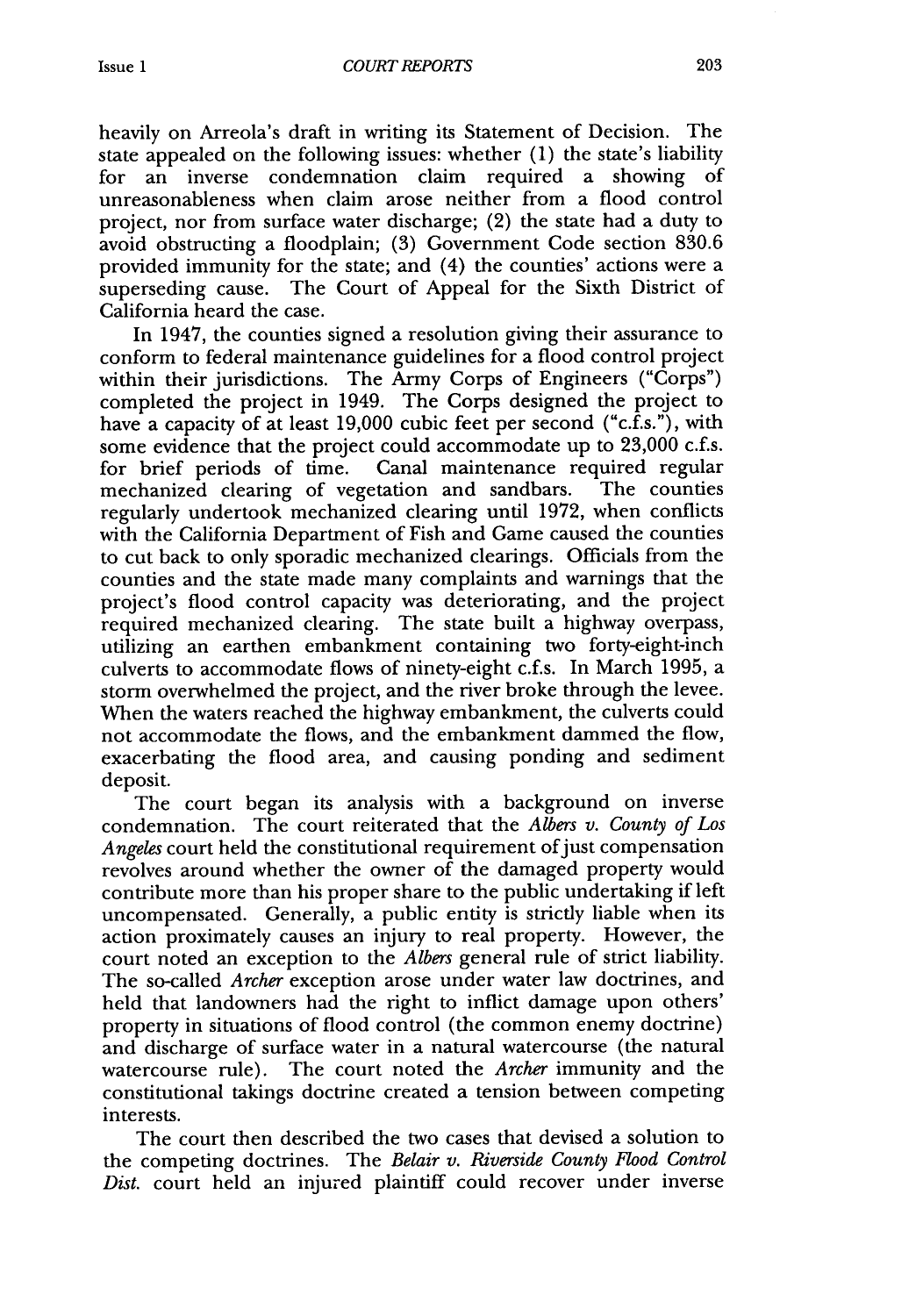heavily on Arreola's draft in writing its Statement of Decision. The state appealed on the following issues: whether (1) the state's liability for an inverse condemnation claim required a showing of unreasonableness when claim arose neither from a flood control project, nor from surface water discharge; (2) the state had a duty to avoid obstructing a floodplain; (3) Government Code section 830.6 provided immunity for the state; and (4) the counties' actions were a superseding cause. The Court of Appeal for the Sixth District of California heard the case.

In 1947, the counties signed a resolution giving their assurance to conform to federal maintenance guidelines for a flood control project within their jurisdictions. The Army Corps of Engineers ("Corps") completed the project in 1949. The Corps designed the project to have a capacity of at least 19,000 cubic feet per second ("c.f.s."), with some evidence that the project could accommodate up to 23,000 c.f.s. for brief periods of time. Canal maintenance required regular mechanized clearing of vegetation and sandbars. The counties regularly undertook mechanized clearing until 1972, when conflicts with the California Department of Fish and Game caused the counties to cut back to only sporadic mechanized clearings. Officials from the counties and the state made many complaints and warnings that the project's flood control capacity was deteriorating, and the project required mechanized clearing. The state built a highway overpass, utilizing an earthen embankment containing two forty-eight-inch culverts to accommodate flows of ninety-eight c.f.s. In March 1995, a storm overwhelmed the project, and the river broke through the levee. When the waters reached the highway embankment, the culverts could not accommodate the flows, and the embankment dammed the flow, exacerbating the flood area, and causing ponding and sediment deposit.

The court began its analysis with a background on inverse condemnation. The court reiterated that the *Albers v. County of Los Angeles* court held the constitutional requirement of just compensation revolves around whether the owner of the damaged property would contribute more than his proper share to the public undertaking if left uncompensated. Generally, a public entity is strictly liable when its action proximately causes an injury to real property. However, the court noted an exception to the *Albers* general rule of strict liability. The so-called *Archer* exception arose under water law doctrines, and held that landowners had the right to inflict damage upon others' property in situations of flood control (the common enemy doctrine) and discharge of surface water in a natural watercourse (the natural watercourse rule). The court noted the *Archer* immunity and the constitutional takings doctrine created a tension between competing interests.

The court then described the two cases that devised a solution to the competing doctrines. The *Belair v. Riverside County Flood Control Dist.* court held an injured plaintiff could recover under inverse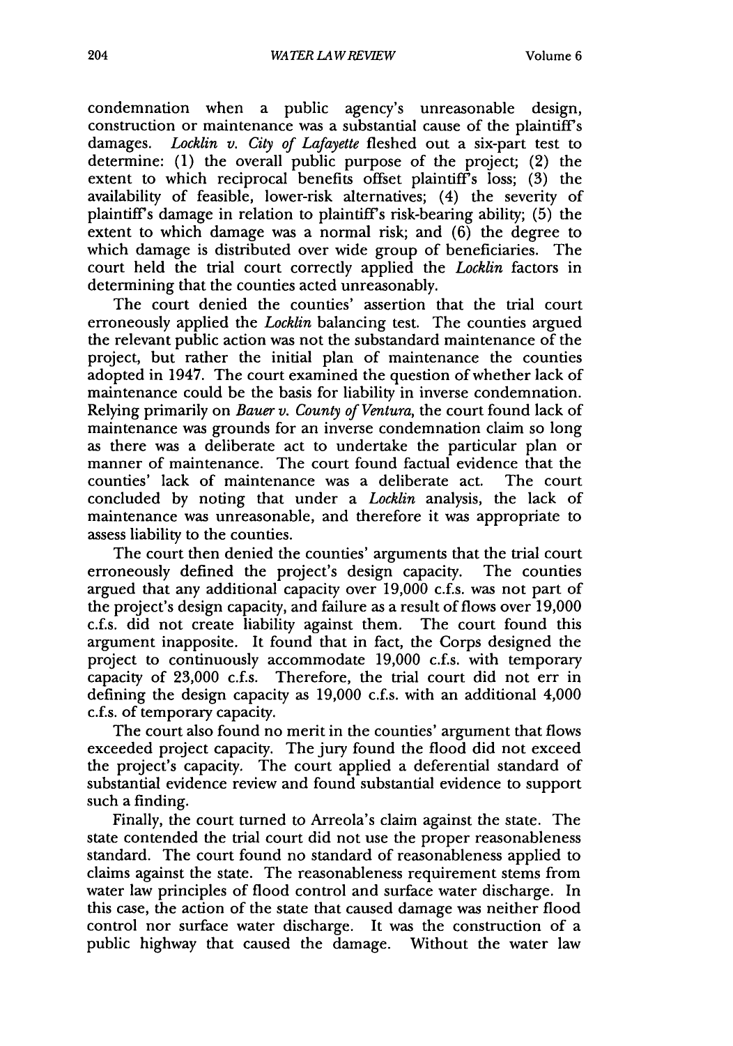condemnation when a public agency's unreasonable design, construction or maintenance was a substantial cause of the plaintiff's damages. *Locklin v. City of Lafayette* fleshed out a six-part test to determine: (1) the overall public purpose of the project; (2) the extent to which reciprocal benefits offset plaintiff's loss; (3) the availability of feasible, lower-risk alternatives; (4) the severity of plaintiff's damage in relation to plaintiff's risk-bearing ability; (5) the extent to which damage was a normal risk; and (6) the degree to which damage is distributed over wide group of beneficiaries. The court held the trial court correctly applied the *Locklin* factors in determining that the counties acted unreasonably.

The court denied the counties' assertion that the trial court erroneously applied the *Locklin* balancing test. The counties argued the relevant public action was not the substandard maintenance of the project, but rather the initial plan of maintenance the counties adopted in 1947. The court examined the question of whether lack of maintenance could be the basis for liability in inverse condemnation. Relying primarily on *Bauer v. County of Ventura*, the court found lack of maintenance was grounds for an inverse condemnation claim so long as there was a deliberate act to undertake the particular plan or manner of maintenance. The court found factual evidence that the counties' lack of maintenance was a deliberate act. The court concluded by noting that under a *Locklin* analysis, the lack of maintenance was unreasonable, and therefore it was appropriate to assess liability to the counties.

The court then denied the counties' arguments that the trial court erroneously defined the project's design capacity. The counties argued that any additional capacity over 19,000 c.f.s. was not part of the project's design capacity, and failure as a result of flows over 19,000 c.f.s. did not create liability against them. The court found this argument inapposite. It found that in fact, the Corps designed the project to continuously accommodate 19,000 c.f.s. with temporary capacity of 23,000 c.f.s. Therefore, the trial court did not err in defining the design capacity as 19,000 c.f.s. with an additional 4,000 c.f.s. of temporary capacity.

The court also found no merit in the counties' argument that flows exceeded project capacity. The jury found the flood did not exceed the project's capacity. The court applied a deferential standard of substantial evidence review and found substantial evidence to support such a finding.

Finally, the court turned to Arreola's claim against the state. The state contended the trial court did not use the proper reasonableness standard. The court found no standard of reasonableness applied to claims against the state. The reasonableness requirement stems from water law principles of flood control and surface water discharge. In this case, the action of the state that caused damage was neither flood control nor surface water discharge. It was the construction of a public highway that caused the damage. Without the water law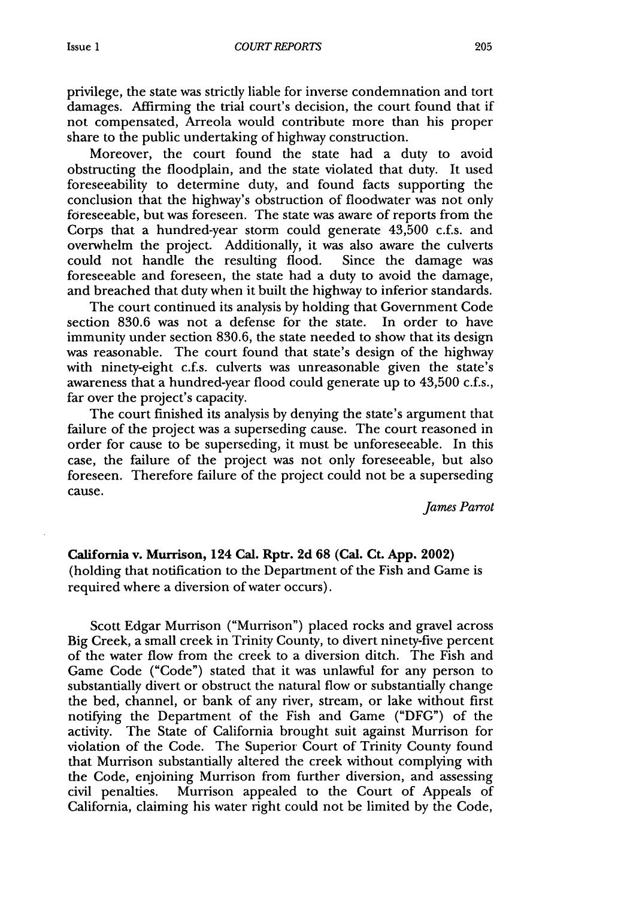privilege, the state was strictly liable for inverse condemnation and tort damages. Affirming the trial court's decision, the court found that if not compensated, Arreola would contribute more than his proper share to the public undertaking of highway construction.

Moreover, the court found the state had a duty to avoid obstructing the floodplain, and the state violated that duty. It used foreseeability to determine duty, and found facts supporting the conclusion that the highway's obstruction of floodwater was not only foreseeable, but was foreseen. The state was aware of reports from the Corps that a hundred-year storm could generate 43,500 c.f.s. and overwhelm the project. Additionally, it was also aware the culverts could not handle the resulting flood. Since the damage was foreseeable and foreseen, the state had a duty to avoid the damage, and breached that duty when it built the highway to inferior standards.

The court continued its analysis by holding that Government Code section 830.6 was not a defense for the state. In order to have immunity under section 830.6, the state needed to show that its design was reasonable. The court found that state's design of the highway with ninety-eight c.f.s. culverts was unreasonable given the state's awareness that a hundred-year flood could generate up to 43,500 c.f.s., far over the project's capacity.

The court finished its analysis by denying the state's argument that failure of the project was a superseding cause. The court reasoned in order for cause to be superseding, it must be unforeseeable. In this case, the failure of the project was not only foreseeable, but also foreseen. Therefore failure of the project could not be a superseding cause.

*James Parrot*

**California v. Murrison, 124 Cal. Rptr. 2d 68 (Cal. Ct. App. 2002)** (holding that notification to the Department of the Fish and Game is required where a diversion of water occurs).

Scott Edgar Murrison ("Murrison") placed rocks and gravel across Big Creek, a small creek in Trinity County, to divert ninety-five percent of the water flow from the creek to a diversion ditch. The Fish and Game Code ("Code") stated that it was unlawful for any person to substantially divert or obstruct the natural flow or substantially change the bed, channel, or bank of any river, stream, or lake without first notifying the Department of the Fish and Game ("DFG") of the activity. The State of California brought suit against Murrison for violation of the Code. The Superior Court of Trinity County found that Murrison substantially altered the creek without complying with the Code, enjoining Murrison from further diversion, and assessing civil penalties. Murrison appealed to the Court of Appeals of California, claiming his water right could not be limited by the Code,